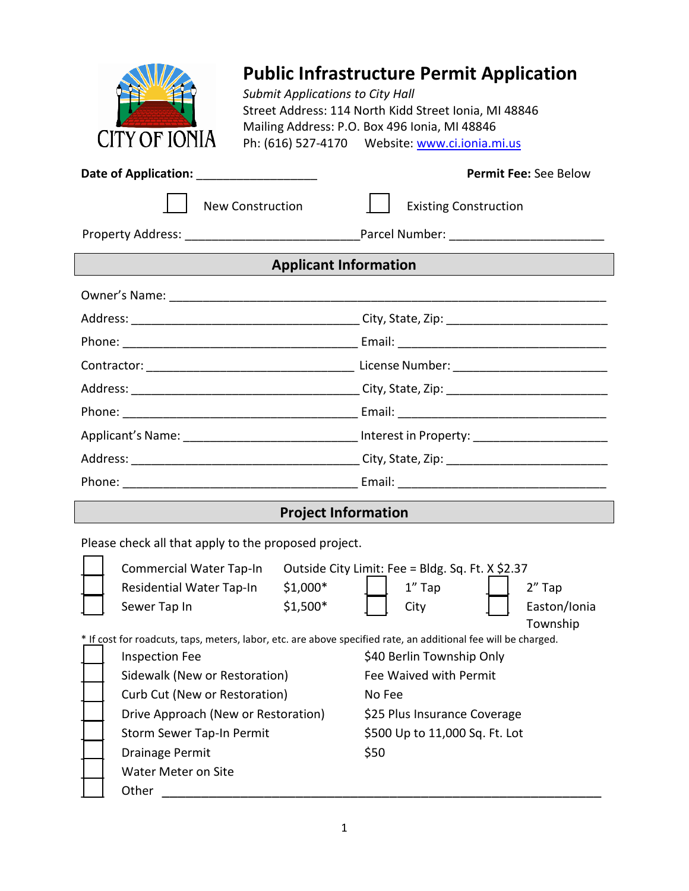CITY OF IONIA

# Public Infrastructure Permit Application

*Submit Applications to City Hall*
Street Address: 114 North Kidd Street Ionia, MI 48846
Mailing Address: P.O. Box 496 Ionia, MI 48846
Ph: (616) 527-4170 Website: www.ci.ionia.mi.us

**Date of Application:** ___________________ **Permit Fee:** See Below

☐ New Construction ☐ Existing Construction

Property Address: ___________________________ Parcel Number: ________________________

## Applicant Information

Owner's Name: ___________________________________________________________________

Address: ___________________________________ City, State, Zip: _________________________

Phone: _____________________________________ Email: ________________________________

Contractor: _________________________________ License Number: ________________________

Address: ___________________________________ City, State, Zip: _________________________

Phone: _____________________________________ Email: ________________________________

Applicant's Name: ____________________________ Interest in Property: _____________________

Address: ___________________________________ City, State, Zip: _________________________

Phone: _____________________________________ Email: ________________________________

## Project Information

Please check all that apply to the proposed project.

☐ Commercial Water Tap-In — Outside City Limit: Fee = Bldg. Sq. Ft. X $2.37
☐ Residential Water Tap-In — $1,000* ☐ 1" Tap ☐ 2" Tap
☐ Sewer Tap In — $1,500* ☐ City ☐ Easton/Ionia Township

* If cost for roadcuts, taps, meters, labor, etc. are above specified rate, an additional fee will be charged.

| | Item | Fee |
|---|---|---|
| ☐ | Inspection Fee | $40 Berlin Township Only |
| ☐ | Sidewalk (New or Restoration) | Fee Waived with Permit |
| ☐ | Curb Cut (New or Restoration) | No Fee |
| ☐ | Drive Approach (New or Restoration) | $25 Plus Insurance Coverage |
| ☐ | Storm Sewer Tap-In Permit | $500 Up to 11,000 Sq. Ft. Lot |
| ☐ | Drainage Permit | $50 |
| ☐ | Water Meter on Site | |
| ☐ | Other ___________________________________________ | |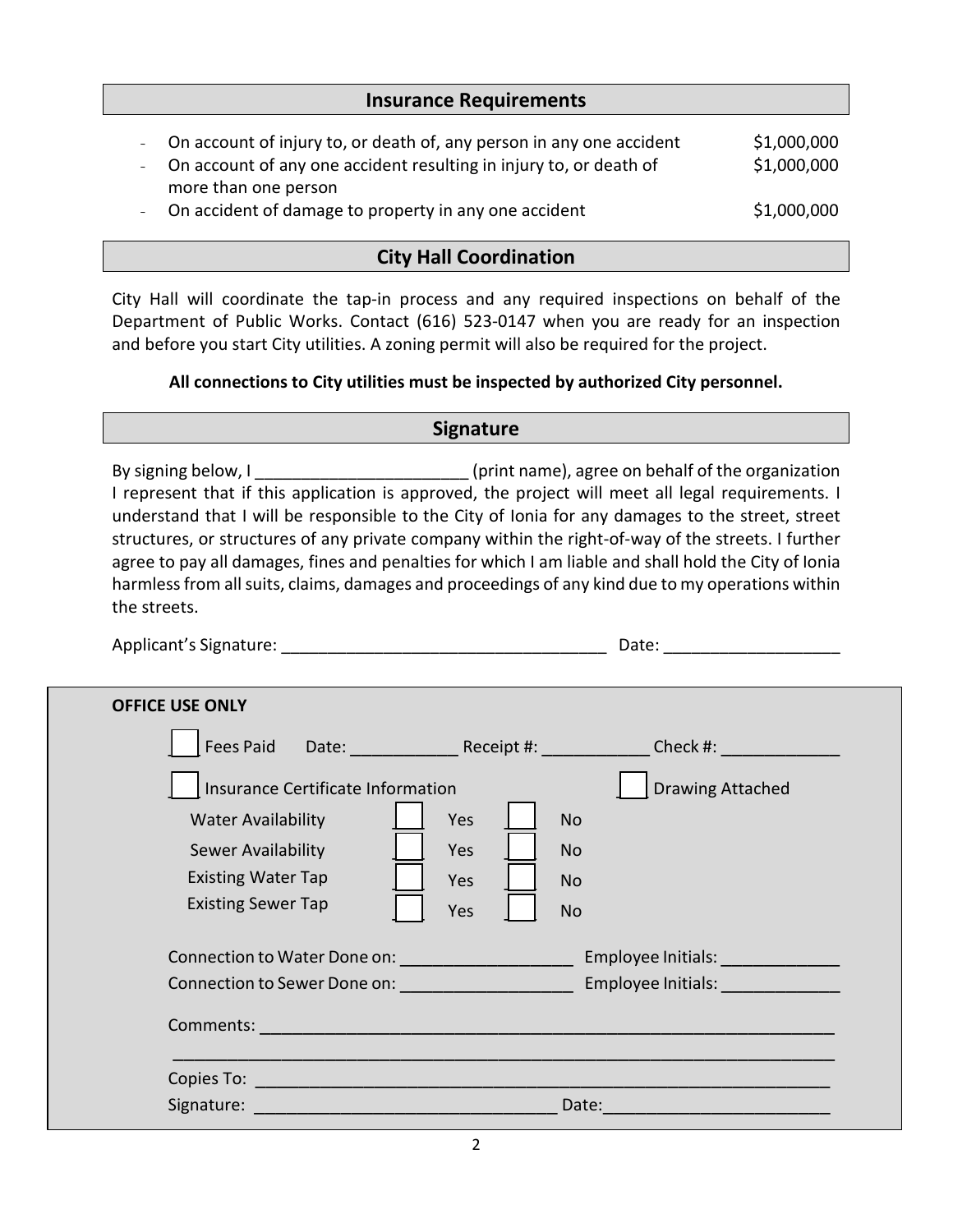## Insurance Requirements

| | |
|---|---|
| - On account of injury to, or death of, any person in any one accident | $1,000,000 |
| - On account of any one accident resulting in injury to, or death of more than one person | $1,000,000 |
| - On accident of damage to property in any one accident | $1,000,000 |

## City Hall Coordination

City Hall will coordinate the tap-in process and any required inspections on behalf of the Department of Public Works. Contact (616) 523-0147 when you are ready for an inspection and before you start City utilities. A zoning permit will also be required for the project.

**All connections to City utilities must be inspected by authorized City personnel.**

## Signature

By signing below, I _______________________ (print name), agree on behalf of the organization I represent that if this application is approved, the project will meet all legal requirements. I understand that I will be responsible to the City of Ionia for any damages to the street, street structures, or structures of any private company within the right-of-way of the streets. I further agree to pay all damages, fines and penalties for which I am liable and shall hold the City of Ionia harmless from all suits, claims, damages and proceedings of any kind due to my operations within the streets.

Applicant's Signature: ___________________________________ Date: ___________________

**OFFICE USE ONLY**

☐ Fees Paid Date: ___________ Receipt #: ___________ Check #: _____________

☐ Insurance Certificate Information ☐ Drawing Attached

| | | |
|---|---|---|
| Water Availability | ☐ Yes | ☐ No |
| Sewer Availability | ☐ Yes | ☐ No |
| Existing Water Tap | ☐ Yes | ☐ No |
| Existing Sewer Tap | ☐ Yes | ☐ No |

Connection to Water Done on: ___________________ Employee Initials: _____________

Connection to Sewer Done on: ___________________ Employee Initials: _____________

Comments: _______________________________________________________________

_________________________________________________________________________

Copies To: _______________________________________________________________

Signature: ________________________________ Date:________________________